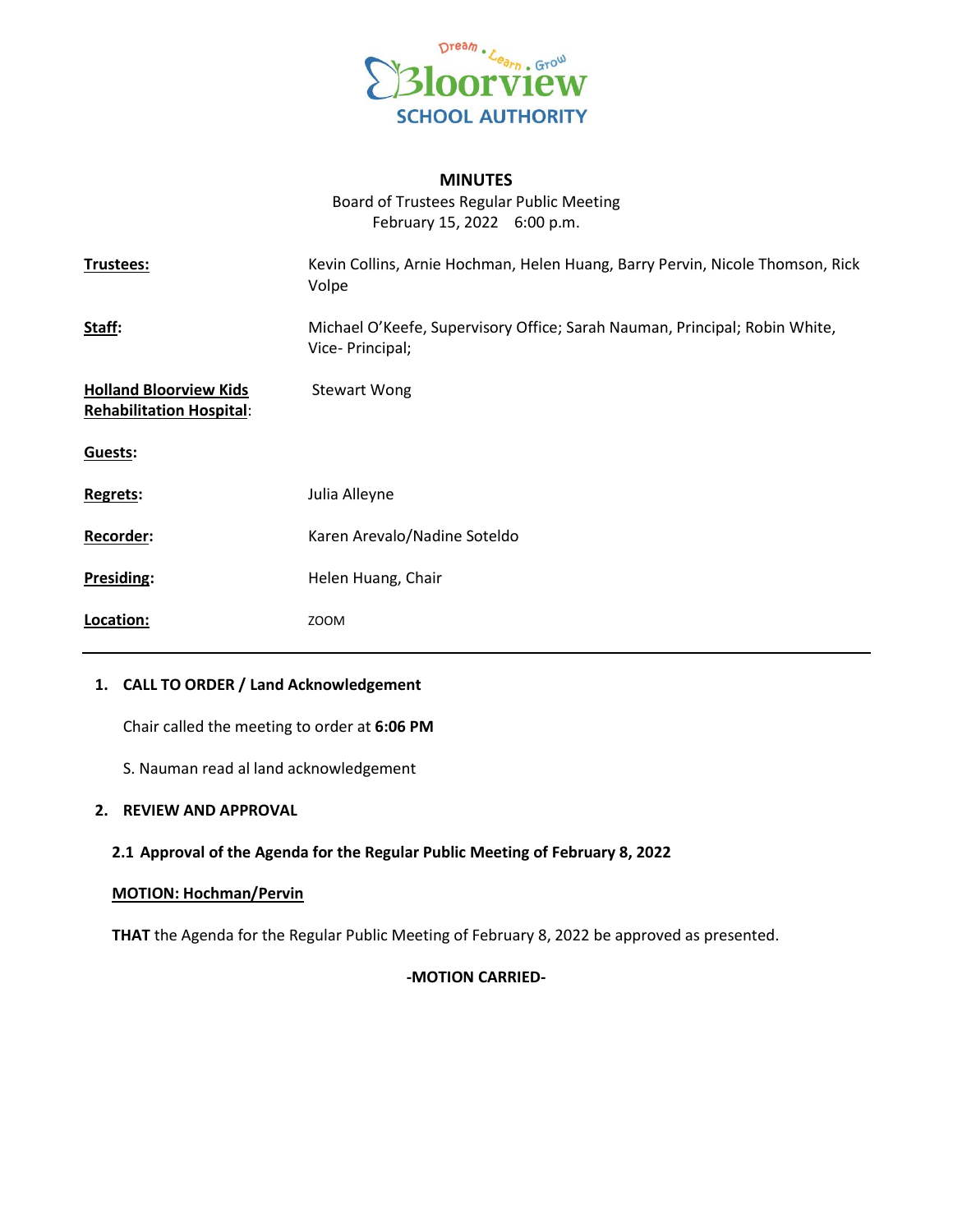**MINUTES**

Board of Trustees Regular Public Meeting
February 15, 2022 6:00 p.m.

| | |
|---|---|
| **Trustees:** | Kevin Collins, Arnie Hochman, Helen Huang, Barry Pervin, Nicole Thomson, Rick Volpe |
| **Staff:** | Michael O'Keefe, Supervisory Office; Sarah Nauman, Principal; Robin White, Vice- Principal; |
| **Holland Bloorview Kids Rehabilitation Hospital:** | Stewart Wong |
| **Guests:** | |
| **Regrets:** | Julia Alleyne |
| **Recorder:** | Karen Arevalo/Nadine Soteldo |
| **Presiding:** | Helen Huang, Chair |
| **Location:** | ZOOM |

---

## 1. CALL TO ORDER / Land Acknowledgement

Chair called the meeting to order at **6:06 PM**

S. Nauman read al land acknowledgement

## 2. REVIEW AND APPROVAL

### 2.1 Approval of the Agenda for the Regular Public Meeting of February 8, 2022

**MOTION: Hochman/Pervin**

**THAT** the Agenda for the Regular Public Meeting of February 8, 2022 be approved as presented.

**-MOTION CARRIED-**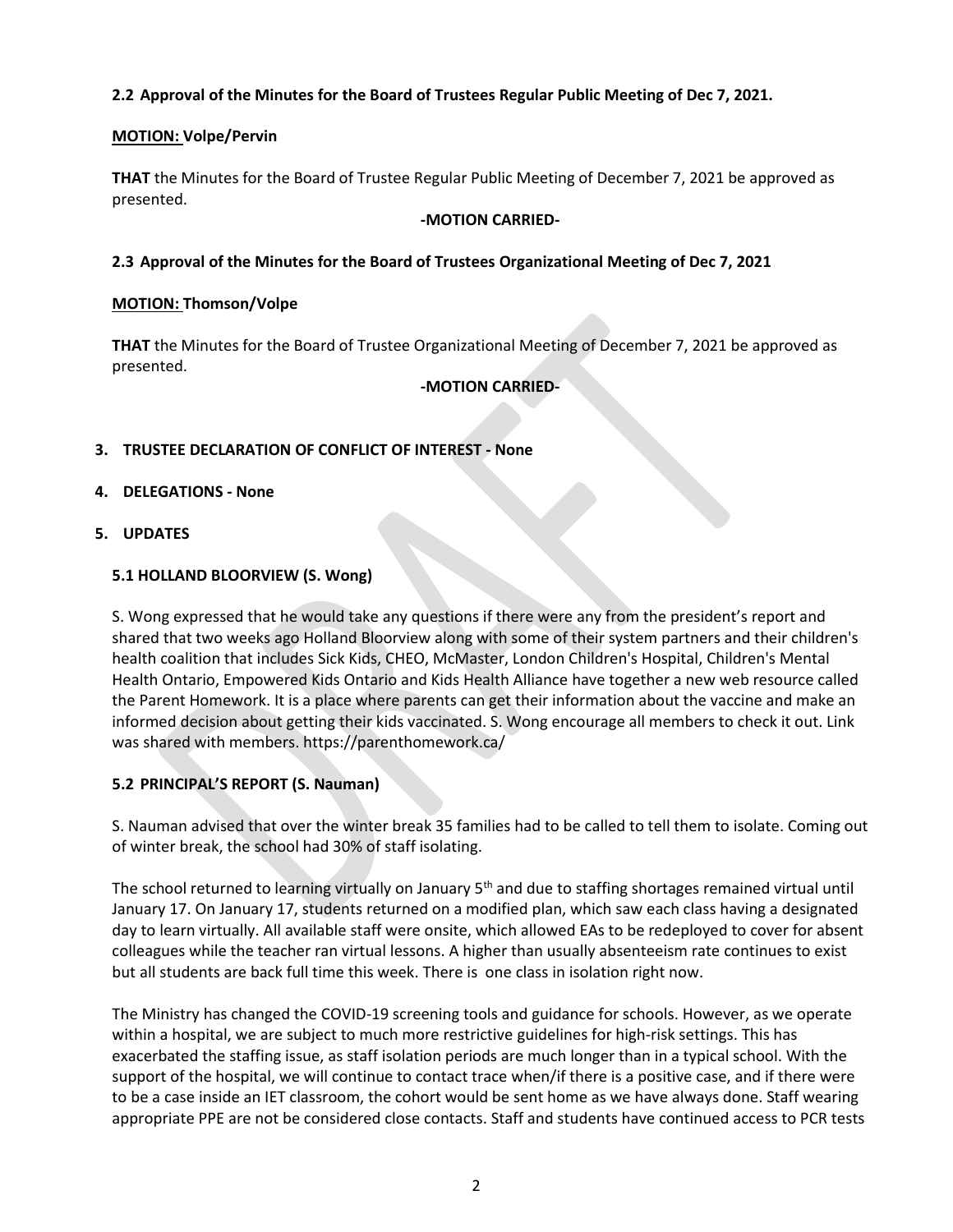**2.2 Approval of the Minutes for the Board of Trustees Regular Public Meeting of Dec 7, 2021.**

**MOTION: Volpe/Pervin**

**THAT** the Minutes for the Board of Trustee Regular Public Meeting of December 7, 2021 be approved as presented.

**-MOTION CARRIED-**

**2.3 Approval of the Minutes for the Board of Trustees Organizational Meeting of Dec 7, 2021**

**MOTION: Thomson/Volpe**

**THAT** the Minutes for the Board of Trustee Organizational Meeting of December 7, 2021 be approved as presented.

**-MOTION CARRIED-**

**3. TRUSTEE DECLARATION OF CONFLICT OF INTEREST - None**

**4. DELEGATIONS - None**

**5. UPDATES**

**5.1 HOLLAND BLOORVIEW (S. Wong)**

S. Wong expressed that he would take any questions if there were any from the president's report and shared that two weeks ago Holland Bloorview along with some of their system partners and their children's health coalition that includes Sick Kids, CHEO, McMaster, London Children's Hospital, Children's Mental Health Ontario, Empowered Kids Ontario and Kids Health Alliance have together a new web resource called the Parent Homework. It is a place where parents can get their information about the vaccine and make an informed decision about getting their kids vaccinated. S. Wong encourage all members to check it out. Link was shared with members. https://parenthomework.ca/

**5.2 PRINCIPAL'S REPORT (S. Nauman)**

S. Nauman advised that over the winter break 35 families had to be called to tell them to isolate. Coming out of winter break, the school had 30% of staff isolating.

The school returned to learning virtually on January 5th and due to staffing shortages remained virtual until January 17. On January 17, students returned on a modified plan, which saw each class having a designated day to learn virtually. All available staff were onsite, which allowed EAs to be redeployed to cover for absent colleagues while the teacher ran virtual lessons. A higher than usually absenteeism rate continues to exist but all students are back full time this week. There is one class in isolation right now.

The Ministry has changed the COVID-19 screening tools and guidance for schools. However, as we operate within a hospital, we are subject to much more restrictive guidelines for high-risk settings. This has exacerbated the staffing issue, as staff isolation periods are much longer than in a typical school. With the support of the hospital, we will continue to contact trace when/if there is a positive case, and if there were to be a case inside an IET classroom, the cohort would be sent home as we have always done. Staff wearing appropriate PPE are not be considered close contacts. Staff and students have continued access to PCR tests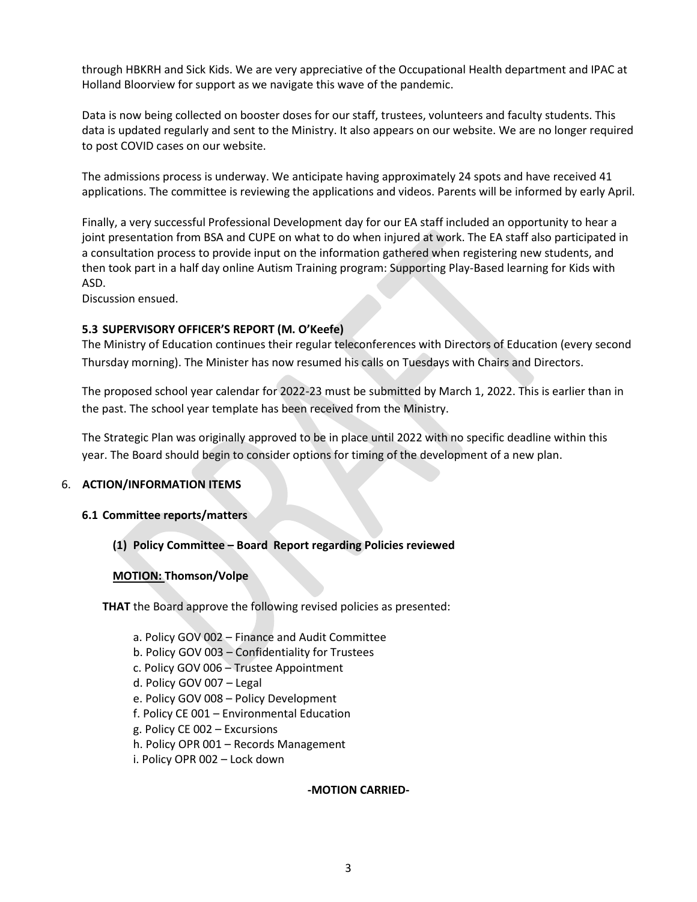through HBKRH and Sick Kids. We are very appreciative of the Occupational Health department and IPAC at Holland Bloorview for support as we navigate this wave of the pandemic.

Data is now being collected on booster doses for our staff, trustees, volunteers and faculty students. This data is updated regularly and sent to the Ministry. It also appears on our website. We are no longer required to post COVID cases on our website.

The admissions process is underway. We anticipate having approximately 24 spots and have received 41 applications. The committee is reviewing the applications and videos. Parents will be informed by early April.

Finally, a very successful Professional Development day for our EA staff included an opportunity to hear a joint presentation from BSA and CUPE on what to do when injured at work. The EA staff also participated in a consultation process to provide input on the information gathered when registering new students, and then took part in a half day online Autism Training program: Supporting Play-Based learning for Kids with ASD.
Discussion ensued.

### 5.3 SUPERVISORY OFFICER'S REPORT (M. O'Keefe)

The Ministry of Education continues their regular teleconferences with Directors of Education (every second Thursday morning). The Minister has now resumed his calls on Tuesdays with Chairs and Directors.

The proposed school year calendar for 2022-23 must be submitted by March 1, 2022. This is earlier than in the past. The school year template has been received from the Ministry.

The Strategic Plan was originally approved to be in place until 2022 with no specific deadline within this year. The Board should begin to consider options for timing of the development of a new plan.

## 6. ACTION/INFORMATION ITEMS

### 6.1 Committee reports/matters

**(1) Policy Committee – Board Report regarding Policies reviewed**

**MOTION: Thomson/Volpe**

**THAT** the Board approve the following revised policies as presented:

a. Policy GOV 002 – Finance and Audit Committee
b. Policy GOV 003 – Confidentiality for Trustees
c. Policy GOV 006 – Trustee Appointment
d. Policy GOV 007 – Legal
e. Policy GOV 008 – Policy Development
f. Policy CE 001 – Environmental Education
g. Policy CE 002 – Excursions
h. Policy OPR 001 – Records Management
i. Policy OPR 002 – Lock down

**-MOTION CARRIED-**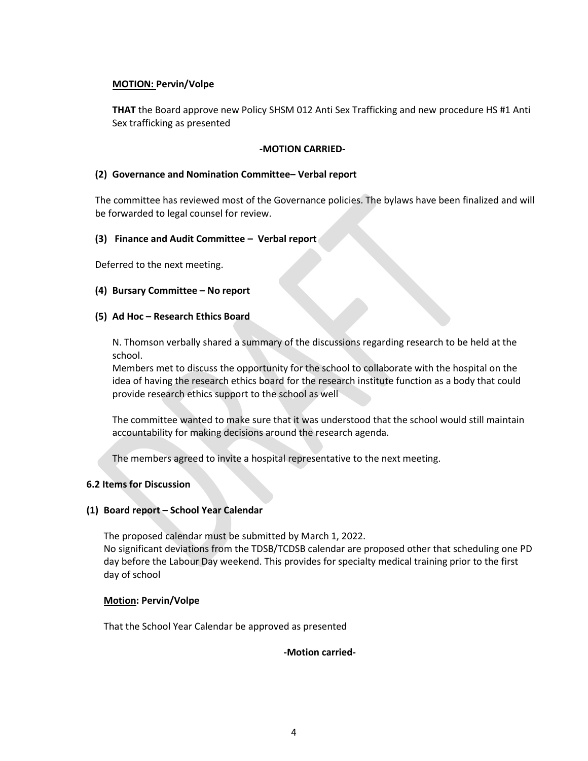**<u>MOTION:</u> Pervin/Volpe**

**THAT** the Board approve new Policy SHSM 012 Anti Sex Trafficking and new procedure HS #1 Anti Sex trafficking as presented

**-MOTION CARRIED-**

**(2) Governance and Nomination Committee– Verbal report**

The committee has reviewed most of the Governance policies. The bylaws have been finalized and will be forwarded to legal counsel for review.

**(3) Finance and Audit Committee – Verbal report**

Deferred to the next meeting.

**(4) Bursary Committee – No report**

**(5) Ad Hoc – Research Ethics Board**

N. Thomson verbally shared a summary of the discussions regarding research to be held at the school.
Members met to discuss the opportunity for the school to collaborate with the hospital on the idea of having the research ethics board for the research institute function as a body that could provide research ethics support to the school as well

The committee wanted to make sure that it was understood that the school would still maintain accountability for making decisions around the research agenda.

The members agreed to invite a hospital representative to the next meeting.

**6.2 Items for Discussion**

**(1) Board report – School Year Calendar**

The proposed calendar must be submitted by March 1, 2022.
No significant deviations from the TDSB/TCDSB calendar are proposed other that scheduling one PD day before the Labour Day weekend. This provides for specialty medical training prior to the first day of school

**<u>Motion</u>: Pervin/Volpe**

That the School Year Calendar be approved as presented

**-Motion carried-**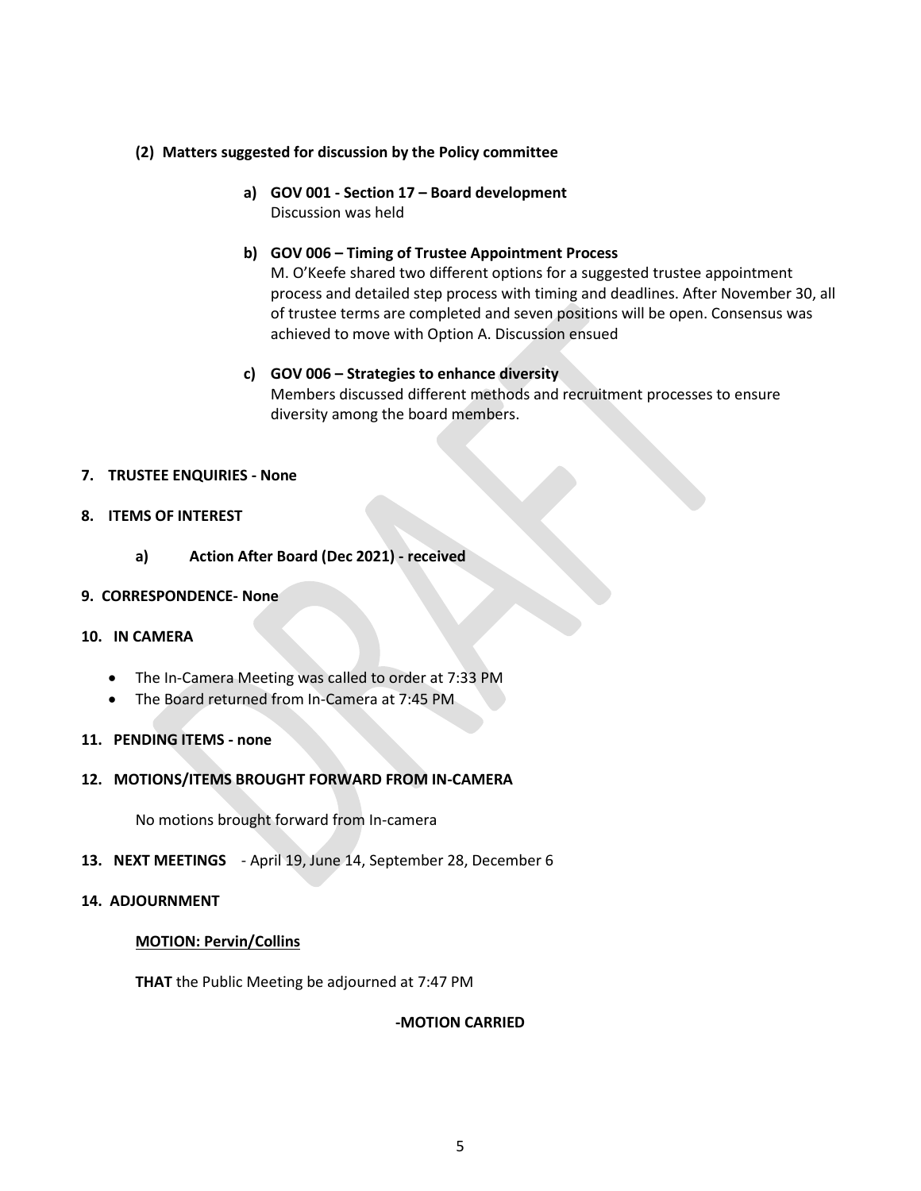**(2) Matters suggested for discussion by the Policy committee**

**a) GOV 001 - Section 17 – Board development**
Discussion was held

**b) GOV 006 – Timing of Trustee Appointment Process**
M. O'Keefe shared two different options for a suggested trustee appointment process and detailed step process with timing and deadlines. After November 30, all of trustee terms are completed and seven positions will be open. Consensus was achieved to move with Option A. Discussion ensued

**c) GOV 006 – Strategies to enhance diversity**
Members discussed different methods and recruitment processes to ensure diversity among the board members.

**7. TRUSTEE ENQUIRIES - None**

**8. ITEMS OF INTEREST**

**a) Action After Board (Dec 2021) - received**

**9. CORRESPONDENCE- None**

**10. IN CAMERA**

- The In-Camera Meeting was called to order at 7:33 PM
- The Board returned from In-Camera at 7:45 PM

**11. PENDING ITEMS - none**

**12. MOTIONS/ITEMS BROUGHT FORWARD FROM IN-CAMERA**

No motions brought forward from In-camera

**13. NEXT MEETINGS** - April 19, June 14, September 28, December 6

**14. ADJOURNMENT**

**MOTION: Pervin/Collins**

**THAT** the Public Meeting be adjourned at 7:47 PM

**-MOTION CARRIED**